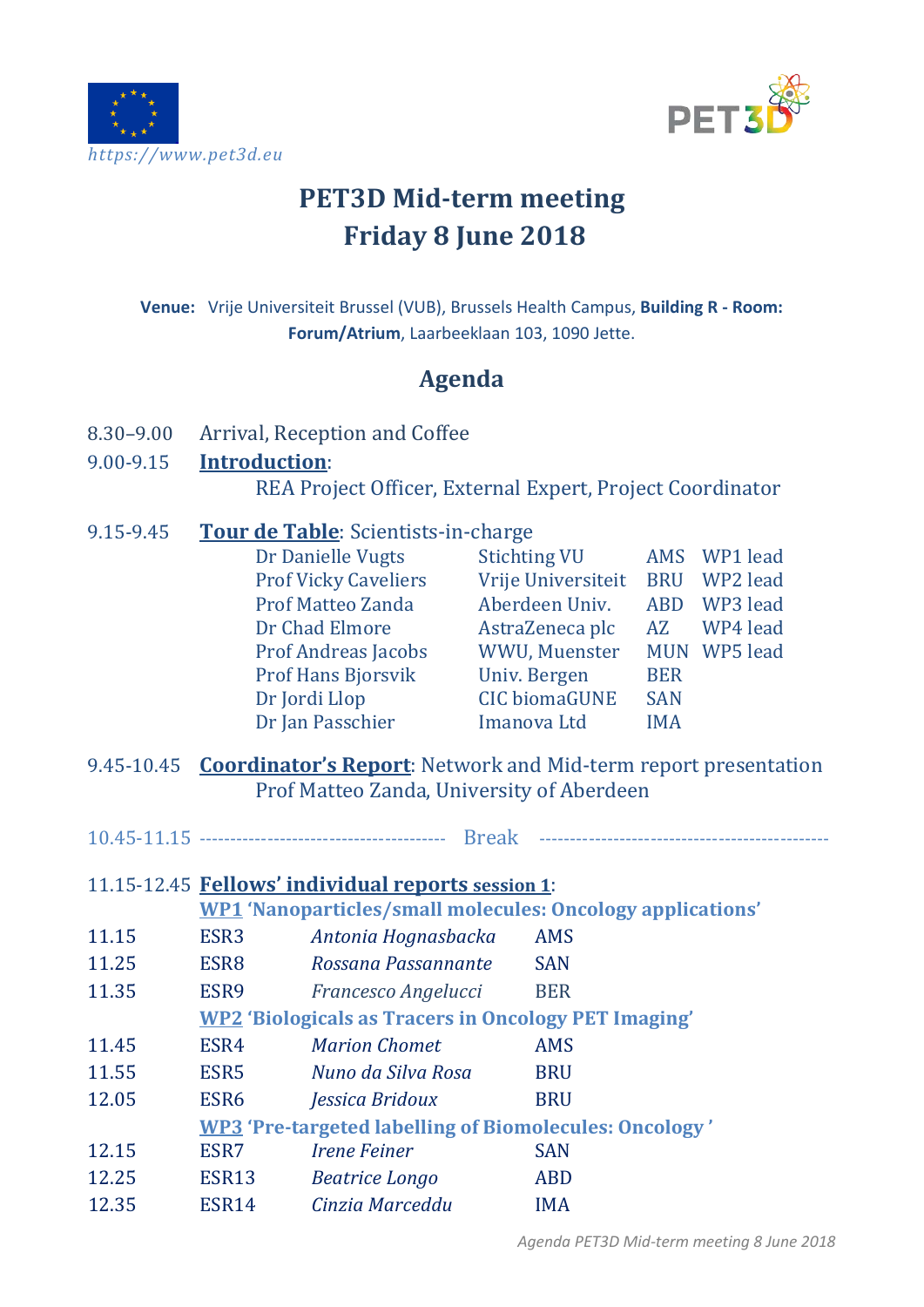https://www.pet3d.eu

# PET3D Mid-term meeting
# Friday 8 June 2018

**Venue:** Vrije Universiteit Brussel (VUB), Brussels Health Campus, **Building R - Room: Forum/Atrium**, Laarbeeklaan 103, 1090 Jette.

## Agenda

8.30–9.00 Arrival, Reception and Coffee

9.00-9.15 **Introduction**:
REA Project Officer, External Expert, Project Coordinator

9.15-9.45 **Tour de Table**: Scientists-in-charge

| | | | |
|---|---|---|---|
| Dr Danielle Vugts | Stichting VU | AMS | WP1 lead |
| Prof Vicky Caveliers | Vrije Universiteit | BRU | WP2 lead |
| Prof Matteo Zanda | Aberdeen Univ. | ABD | WP3 lead |
| Dr Chad Elmore | AstraZeneca plc | AZ | WP4 lead |
| Prof Andreas Jacobs | WWU, Muenster | MUN | WP5 lead |
| Prof Hans Bjorsvik | Univ. Bergen | BER | |
| Dr Jordi Llop | CIC biomaGUNE | SAN | |
| Dr Jan Passchier | Imanova Ltd | IMA | |

9.45-10.45 **Coordinator's Report**: Network and Mid-term report presentation
Prof Matteo Zanda, University of Aberdeen

10.45-11.15 ---------------------------------------- Break ----------------------------------------

11.15-12.45 **Fellows' individual reports session 1**:

**WP1 'Nanoparticles/small molecules: Oncology applications'**

| | | | |
|---|---|---|---|
| 11.15 | ESR3 | *Antonia Hognasbacka* | AMS |
| 11.25 | ESR8 | *Rossana Passannante* | SAN |
| 11.35 | ESR9 | *Francesco Angelucci* | BER |

**WP2 'Biologicals as Tracers in Oncology PET Imaging'**

| | | | |
|---|---|---|---|
| 11.45 | ESR4 | *Marion Chomet* | AMS |
| 11.55 | ESR5 | *Nuno da Silva Rosa* | BRU |
| 12.05 | ESR6 | *Jessica Bridoux* | BRU |

**WP3 'Pre-targeted labelling of Biomolecules: Oncology '**

| | | | |
|---|---|---|---|
| 12.15 | ESR7 | *Irene Feiner* | SAN |
| 12.25 | ESR13 | *Beatrice Longo* | ABD |
| 12.35 | ESR14 | *Cinzia Marceddu* | IMA |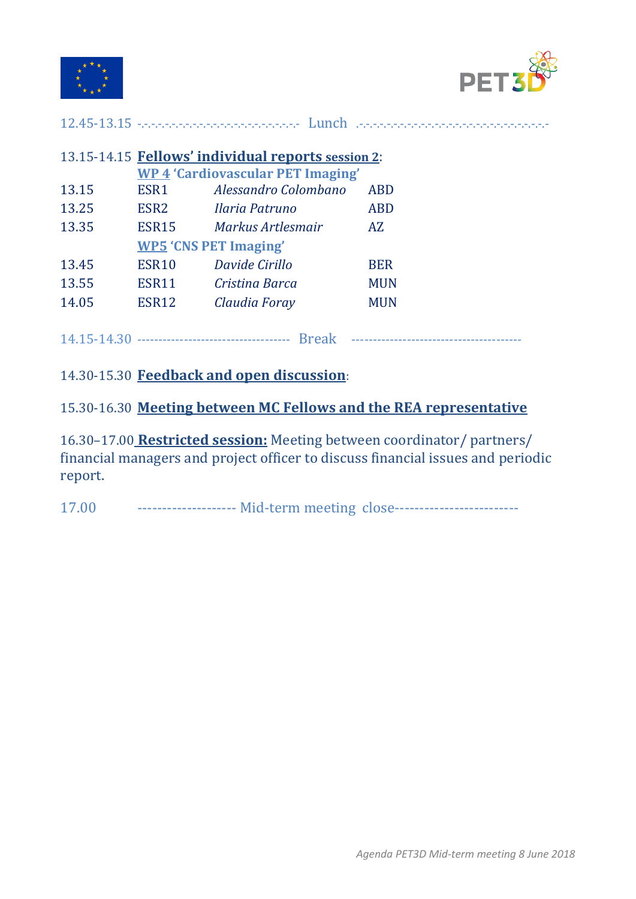12.45-13.15 -.-.-.-.-.-.-.-.-.-.-.-.-.-.-.-.-.-.-.-.-.-.-.-.-.-.-.- Lunch .-.-.-.-.-.-.-.-.-.-.-.-.-.-.-.-.-.-.-.-.-.-.-.-.-.-.-.-.-.-.-.-.-

13.15-14.15 **Fellows' individual reports session 2**:

| | | | |
|---|---|---|---|
| | **WP 4 'Cardiovascular PET Imaging'** | | |
| 13.15 | ESR1 | *Alessandro Colombano* | ABD |
| 13.25 | ESR2 | *Ilaria Patruno* | ABD |
| 13.35 | ESR15 | *Markus Artlesmair* | AZ |
| | **WP5 'CNS PET Imaging'** | | |
| 13.45 | ESR10 | *Davide Cirillo* | BER |
| 13.55 | ESR11 | *Cristina Barca* | MUN |
| 14.05 | ESR12 | *Claudia Foray* | MUN |

14.15-14.30 ---------------------------------- Break --------------------------------------

14.30-15.30 **Feedback and open discussion**:

15.30-16.30 **Meeting between MC Fellows and the REA representative**

16.30–17.00 **Restricted session:** Meeting between coordinator/ partners/ financial managers and project officer to discuss financial issues and periodic report.

17.00 ------------------- Mid-term meeting close------------------------

*Agenda PET3D Mid-term meeting 8 June 2018*